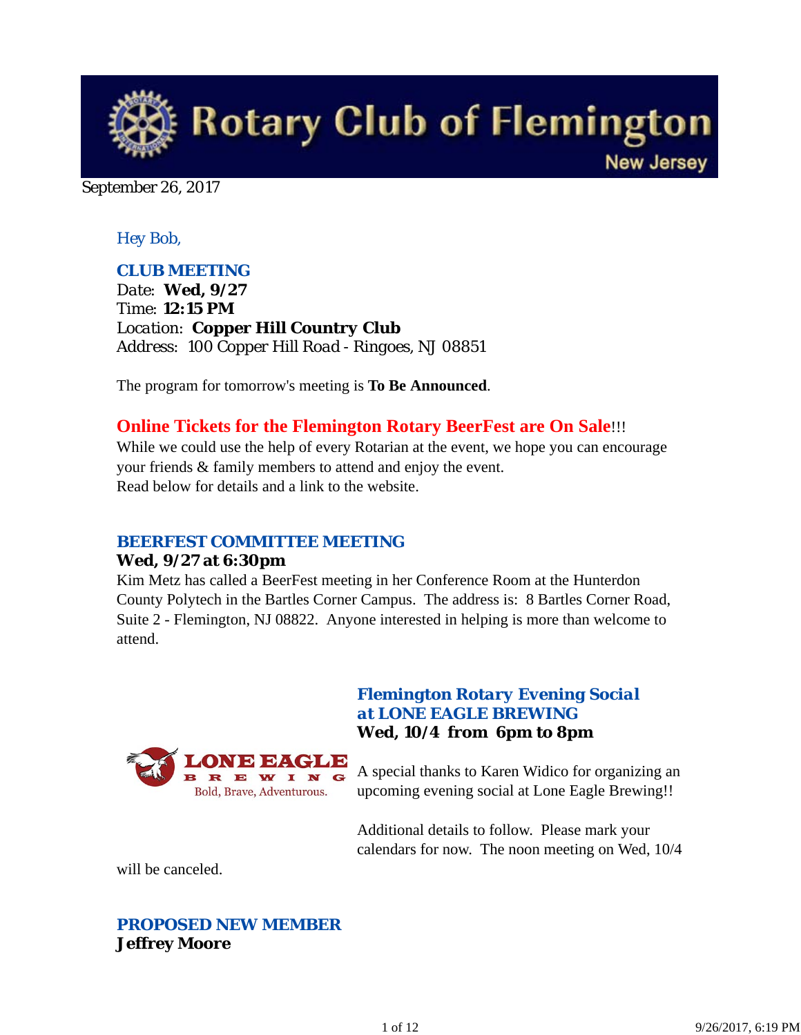# Rotary Club of Flemington
New Jersey

September 26, 2017

*Hey Bob,*

### CLUB MEETING

Date: **Wed, 9/27**
Time: **12:15 PM**
Location: **Copper Hill Country Club**
Address: 100 Copper Hill Road - Ringoes, NJ 08851

The program for tomorrow's meeting is **To Be Announced**.

**Online Tickets for the Flemington Rotary BeerFest are On Sale**!!!
While we could use the help of every Rotarian at the event, we hope you can encourage your friends & family members to attend and enjoy the event.
Read below for details and a link to the website.

### BEERFEST COMMITTEE MEETING

**Wed, 9/27 at 6:30pm**
Kim Metz has called a BeerFest meeting in her Conference Room at the Hunterdon County Polytech in the Bartles Corner Campus. The address is: 8 Bartles Corner Road, Suite 2 - Flemington, NJ 08822. Anyone interested in helping is more than welcome to attend.

### *Flemington Rotary Evening Social at LONE EAGLE BREWING*

**Wed, 10/4 from 6pm to 8pm**

LONE EAGLE BREWING
Bold, Brave, Adventurous.

A special thanks to Karen Widico for organizing an upcoming evening social at Lone Eagle Brewing!!

Additional details to follow. Please mark your calendars for now. The noon meeting on Wed, 10/4 will be canceled.

### PROPOSED NEW MEMBER

**Jeffrey Moore**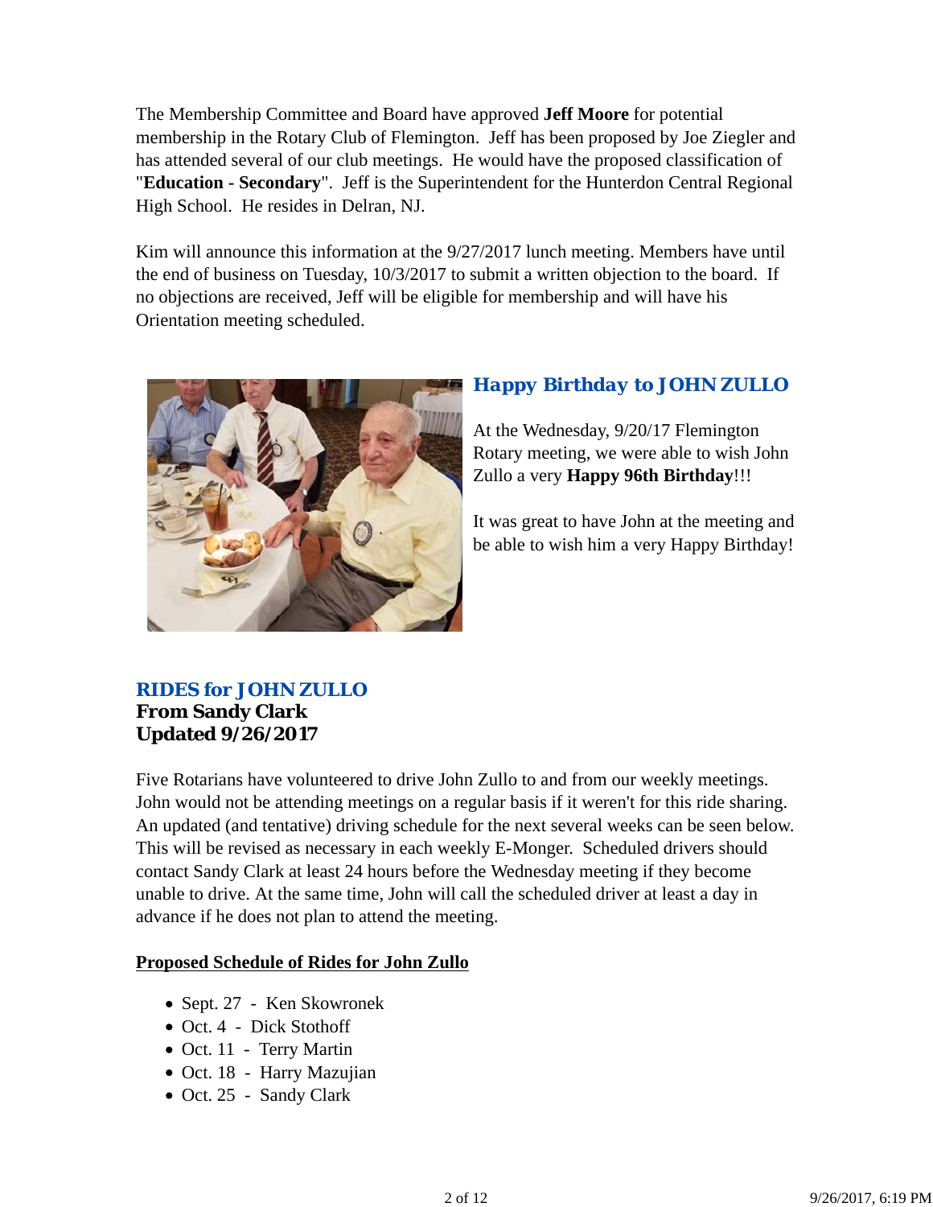The Membership Committee and Board have approved **Jeff Moore** for potential membership in the Rotary Club of Flemington. Jeff has been proposed by Joe Ziegler and has attended several of our club meetings. He would have the proposed classification of "**Education - Secondary**". Jeff is the Superintendent for the Hunterdon Central Regional High School. He resides in Delran, NJ.

Kim will announce this information at the 9/27/2017 lunch meeting. Members have until the end of business on Tuesday, 10/3/2017 to submit a written objection to the board. If no objections are received, Jeff will be eligible for membership and will have his Orientation meeting scheduled.

## *Happy Birthday to JOHN ZULLO*

At the Wednesday, 9/20/17 Flemington Rotary meeting, we were able to wish John Zullo a very **Happy 96th Birthday**!!!

It was great to have John at the meeting and be able to wish him a very Happy Birthday!

## RIDES for JOHN ZULLO

**From Sandy Clark**
**Updated 9/26/2017**

Five Rotarians have volunteered to drive John Zullo to and from our weekly meetings. John would not be attending meetings on a regular basis if it weren't for this ride sharing. An updated (and tentative) driving schedule for the next several weeks can be seen below. This will be revised as necessary in each weekly E-Monger. Scheduled drivers should contact Sandy Clark at least 24 hours before the Wednesday meeting if they become unable to drive. At the same time, John will call the scheduled driver at least a day in advance if he does not plan to attend the meeting.

**Proposed Schedule of Rides for John Zullo**

- Sept. 27 - Ken Skowronek
- Oct. 4 - Dick Stothoff
- Oct. 11 - Terry Martin
- Oct. 18 - Harry Mazujian
- Oct. 25 - Sandy Clark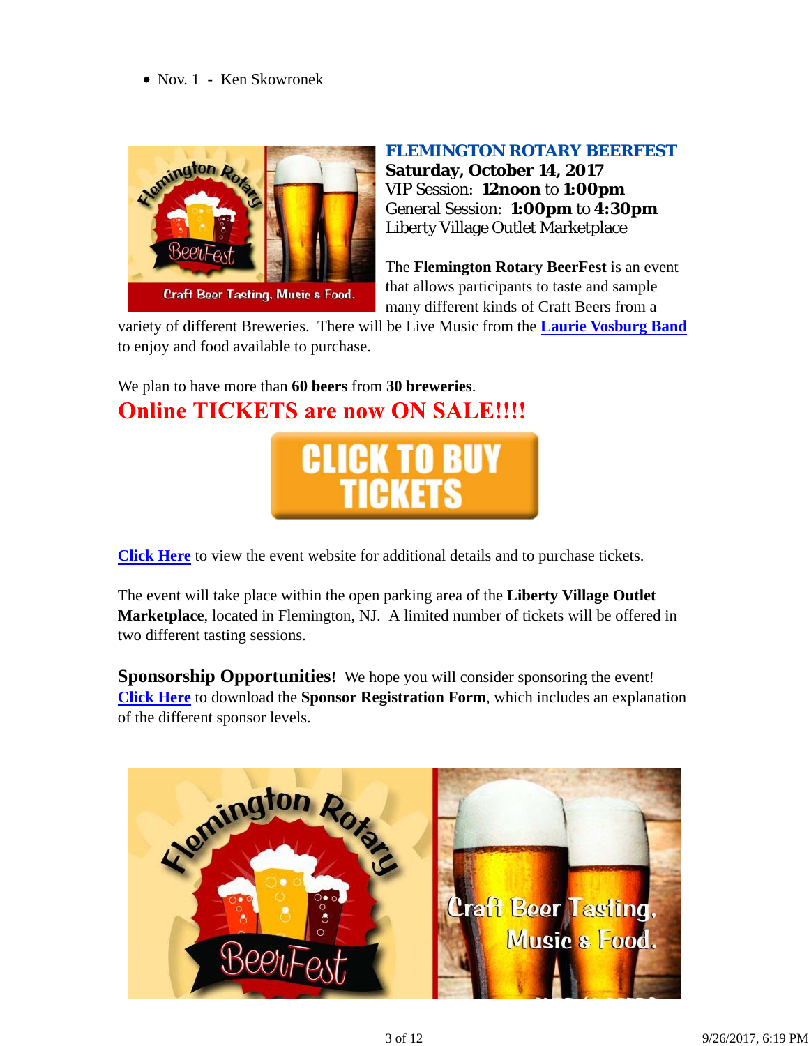- Nov. 1 - Ken Skowronek

## FLEMINGTON ROTARY BEERFEST

**Saturday, October 14, 2017**
VIP Session: **12noon** to **1:00pm**
General Session: **1:00pm** to **4:30pm**
Liberty Village Outlet Marketplace

The **Flemington Rotary BeerFest** is an event that allows participants to taste and sample many different kinds of Craft Beers from a variety of different Breweries. There will be Live Music from the **Laurie Vosburg Band** to enjoy and food available to purchase.

We plan to have more than **60 beers** from **30 breweries**.

**Online TICKETS are now ON SALE!!!!**

CLICK TO BUY TICKETS

**Click Here** to view the event website for additional details and to purchase tickets.

The event will take place within the open parking area of the **Liberty Village Outlet Marketplace**, located in Flemington, NJ. A limited number of tickets will be offered in two different tasting sessions.

**Sponsorship Opportunities!** We hope you will consider sponsoring the event! **Click Here** to download the **Sponsor Registration Form**, which includes an explanation of the different sponsor levels.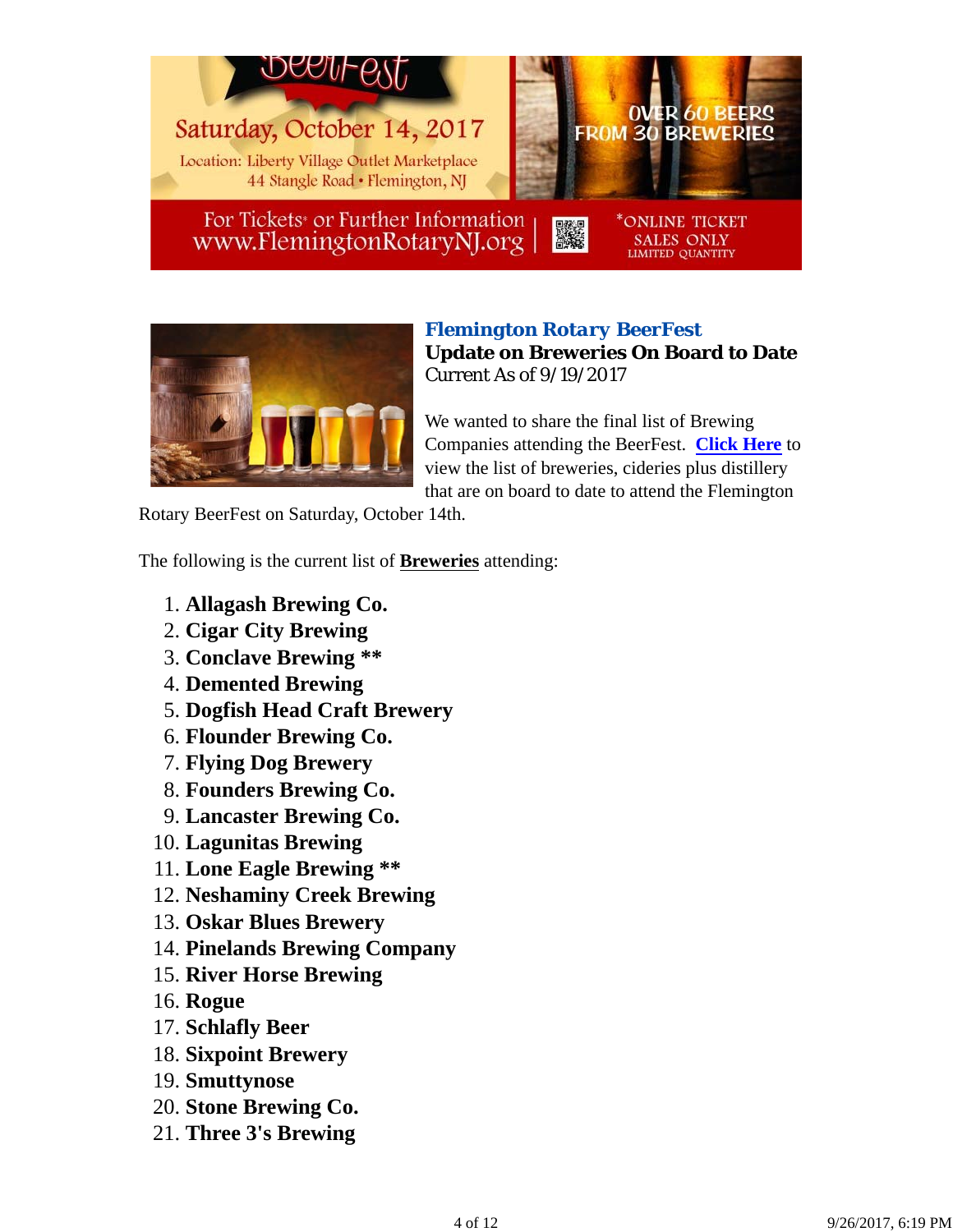BeerFest

Saturday, October 14, 2017

Location: Liberty Village Outlet Marketplace
44 Stangle Road • Flemington, NJ

OVER 60 BEERS FROM 30 BREWERIES

For Tickets* or Further Information
www.FlemingtonRotaryNJ.org

*ONLINE TICKET SALES ONLY
LIMITED QUANTITY

### Flemington Rotary BeerFest

**Update on Breweries On Board to Date**

Current As of 9/19/2017

We wanted to share the final list of Brewing Companies attending the BeerFest. **Click Here** to view the list of breweries, cideries plus distillery that are on board to date to attend the Flemington Rotary BeerFest on Saturday, October 14th.

The following is the current list of **Breweries** attending:

1. **Allagash Brewing Co.**
2. **Cigar City Brewing**
3. **Conclave Brewing \*\***
4. **Demented Brewing**
5. **Dogfish Head Craft Brewery**
6. **Flounder Brewing Co.**
7. **Flying Dog Brewery**
8. **Founders Brewing Co.**
9. **Lancaster Brewing Co.**
10. **Lagunitas Brewing**
11. **Lone Eagle Brewing \*\***
12. **Neshaminy Creek Brewing**
13. **Oskar Blues Brewery**
14. **Pinelands Brewing Company**
15. **River Horse Brewing**
16. **Rogue**
17. **Schlafly Beer**
18. **Sixpoint Brewery**
19. **Smuttynose**
20. **Stone Brewing Co.**
21. **Three 3's Brewing**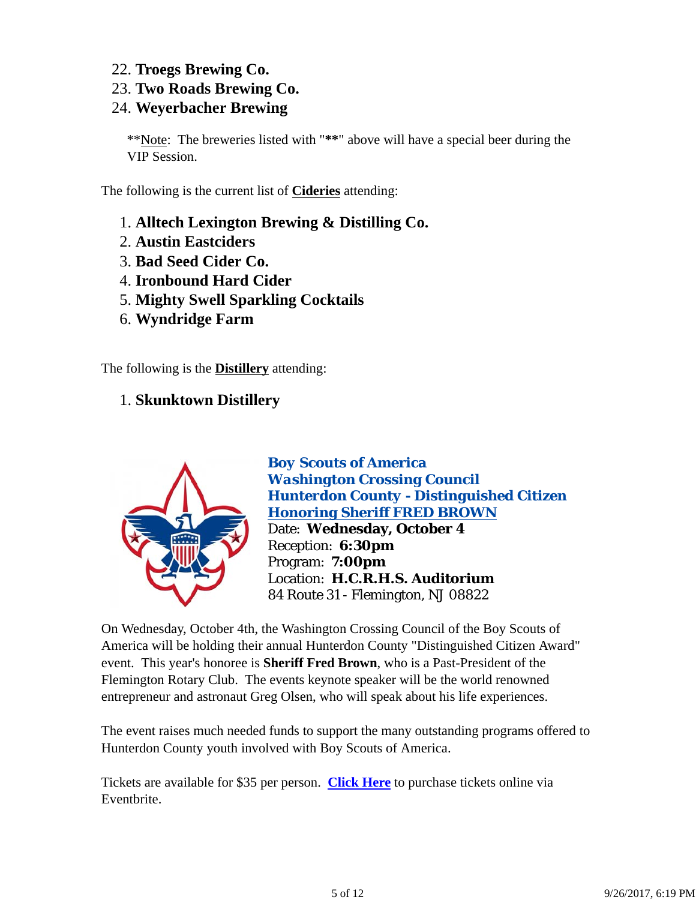22. **Troegs Brewing Co.**
23. **Two Roads Brewing Co.**
24. **Weyerbacher Brewing**

**Note: The breweries listed with "**" above will have a special beer during the VIP Session.

The following is the current list of **Cideries** attending:

1. **Alltech Lexington Brewing & Distilling Co.**
2. **Austin Eastciders**
3. **Bad Seed Cider Co.**
4. **Ironbound Hard Cider**
5. **Mighty Swell Sparkling Cocktails**
6. **Wyndridge Farm**

The following is the **Distillery** attending:

1. **Skunktown Distillery**

***Boy Scouts of America***
***Washington Crossing Council***
***Hunterdon County - Distinguished Citizen***
***Honoring Sheriff FRED BROWN***
Date: **Wednesday, October 4**
Reception: **6:30pm**
Program: **7:00pm**
Location: **H.C.R.H.S. Auditorium**
84 Route 31 - Flemington, NJ 08822

On Wednesday, October 4th, the Washington Crossing Council of the Boy Scouts of America will be holding their annual Hunterdon County "Distinguished Citizen Award" event. This year's honoree is **Sheriff Fred Brown**, who is a Past-President of the Flemington Rotary Club. The events keynote speaker will be the world renowned entrepreneur and astronaut Greg Olsen, who will speak about his life experiences.

The event raises much needed funds to support the many outstanding programs offered to Hunterdon County youth involved with Boy Scouts of America.

Tickets are available for $35 per person. **Click Here** to purchase tickets online via Eventbrite.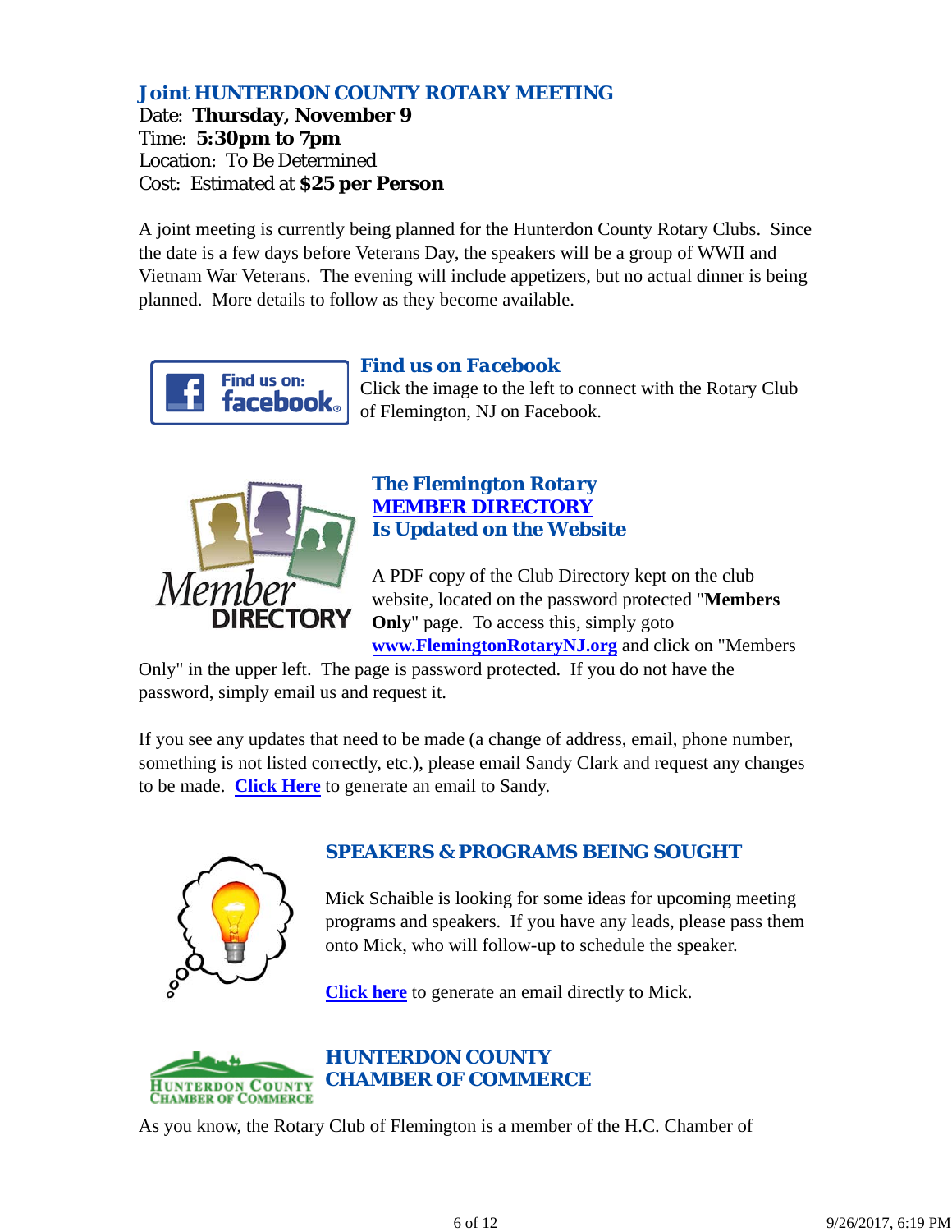## *Joint HUNTERDON COUNTY ROTARY MEETING*

Date: **Thursday, November 9**
Time: **5:30pm to 7pm**
Location: To Be Determined
Cost: Estimated at **$25 per Person**

A joint meeting is currently being planned for the Hunterdon County Rotary Clubs. Since the date is a few days before Veterans Day, the speakers will be a group of WWII and Vietnam War Veterans. The evening will include appetizers, but no actual dinner is being planned. More details to follow as they become available.

## *Find us on Facebook*

Click the image to the left to connect with the Rotary Club of Flemington, NJ on Facebook.

## *The Flemington Rotary MEMBER DIRECTORY Is Updated on the Website*

A PDF copy of the Club Directory kept on the club website, located on the password protected "**Members Only**" page. To access this, simply goto **www.FlemingtonRotaryNJ.org** and click on "Members Only" in the upper left. The page is password protected. If you do not have the password, simply email us and request it.

If you see any updates that need to be made (a change of address, email, phone number, something is not listed correctly, etc.), please email Sandy Clark and request any changes to be made. **Click Here** to generate an email to Sandy.

## SPEAKERS & PROGRAMS BEING SOUGHT

Mick Schaible is looking for some ideas for upcoming meeting programs and speakers. If you have any leads, please pass them onto Mick, who will follow-up to schedule the speaker.

**Click here** to generate an email directly to Mick.

## HUNTERDON COUNTY CHAMBER OF COMMERCE

As you know, the Rotary Club of Flemington is a member of the H.C. Chamber of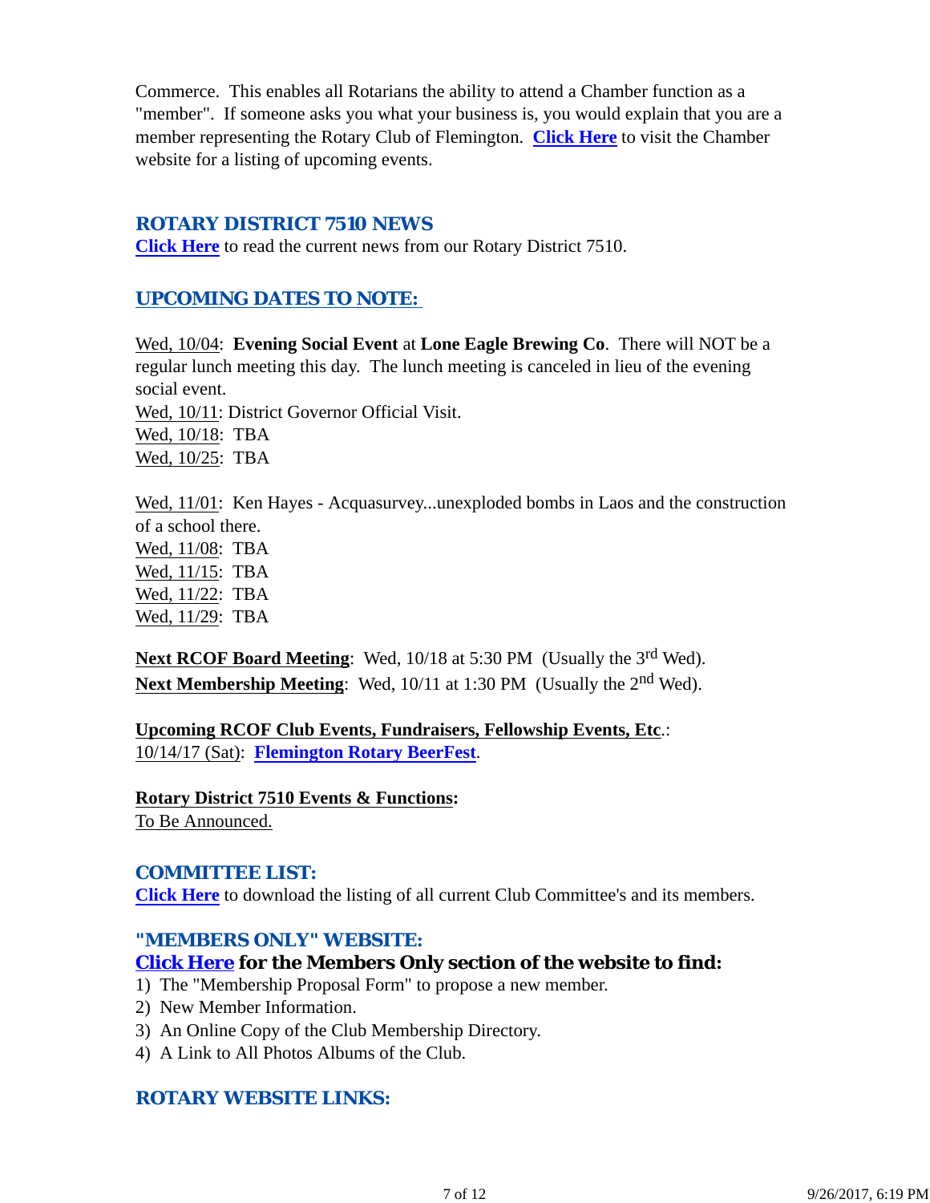Commerce. This enables all Rotarians the ability to attend a Chamber function as a "member". If someone asks you what your business is, you would explain that you are a member representing the Rotary Club of Flemington. **Click Here** to visit the Chamber website for a listing of upcoming events.

## ROTARY DISTRICT 7510 NEWS

**Click Here** to read the current news from our Rotary District 7510.

## UPCOMING DATES TO NOTE:

Wed, 10/04: **Evening Social Event** at **Lone Eagle Brewing Co**. There will NOT be a regular lunch meeting this day. The lunch meeting is canceled in lieu of the evening social event.
Wed, 10/11: District Governor Official Visit.
Wed, 10/18: TBA
Wed, 10/25: TBA

Wed, 11/01: Ken Hayes - Acquasurvey...unexploded bombs in Laos and the construction of a school there.
Wed, 11/08: TBA
Wed, 11/15: TBA
Wed, 11/22: TBA
Wed, 11/29: TBA

**Next RCOF Board Meeting**: Wed, 10/18 at 5:30 PM (Usually the 3rd Wed).
**Next Membership Meeting**: Wed, 10/11 at 1:30 PM (Usually the 2nd Wed).

**Upcoming RCOF Club Events, Fundraisers, Fellowship Events, Etc**.:
10/14/17 (Sat): **Flemington Rotary BeerFest**.

**Rotary District 7510 Events & Functions:**
To Be Announced.

## COMMITTEE LIST:

**Click Here** to download the listing of all current Club Committee's and its members.

## "MEMBERS ONLY" WEBSITE:

**Click Here for the Members Only section of the website to find:**

1) The "Membership Proposal Form" to propose a new member.
2) New Member Information.
3) An Online Copy of the Club Membership Directory.
4) A Link to All Photos Albums of the Club.

## ROTARY WEBSITE LINKS: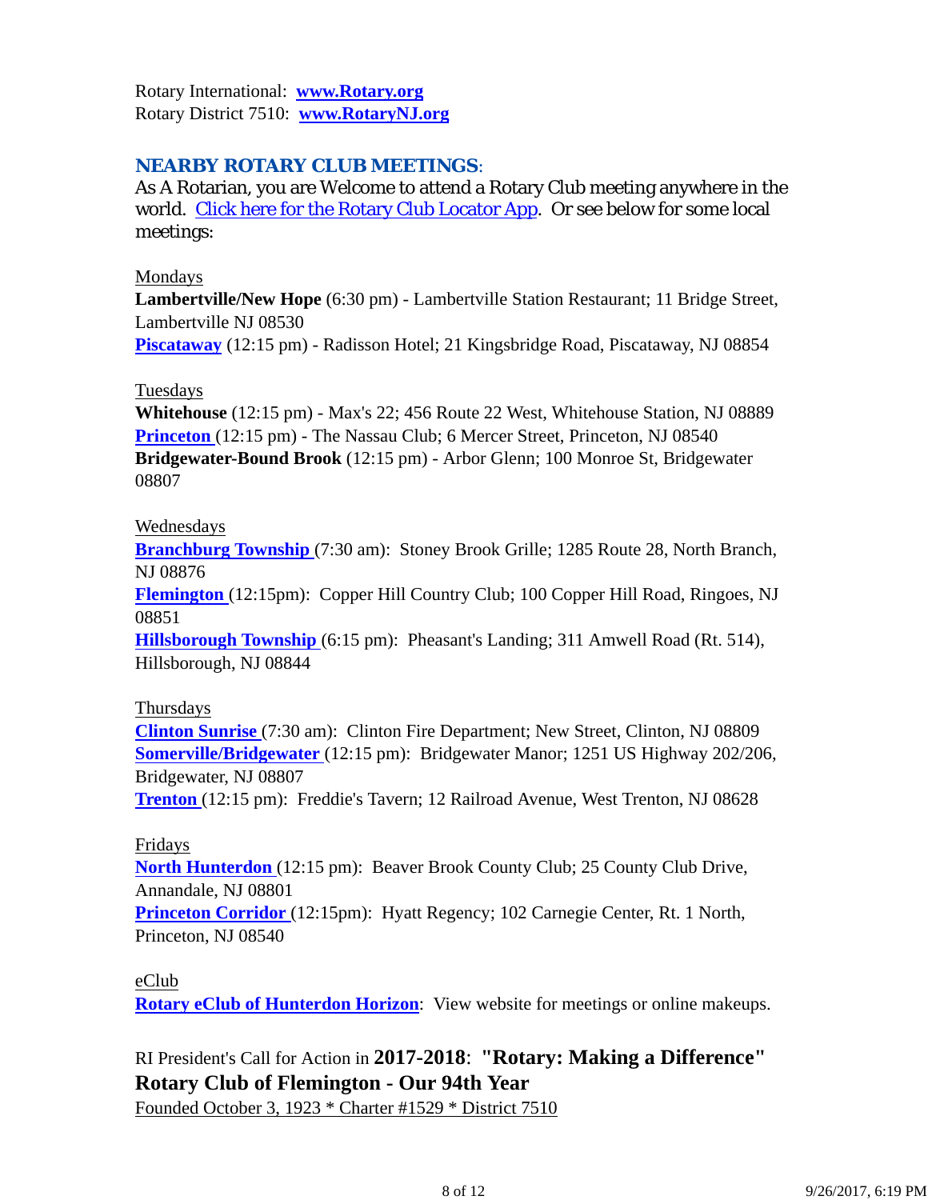Rotary International: **www.Rotary.org**
Rotary District 7510: **www.RotaryNJ.org**

## NEARBY ROTARY CLUB MEETINGS:

As A Rotarian, you are Welcome to attend a Rotary Club meeting anywhere in the world. Click here for the Rotary Club Locator App. Or see below for some local meetings:

Mondays

**Lambertville/New Hope** (6:30 pm) - Lambertville Station Restaurant; 11 Bridge Street, Lambertville NJ 08530
**Piscataway** (12:15 pm) - Radisson Hotel; 21 Kingsbridge Road, Piscataway, NJ 08854

Tuesdays

**Whitehouse** (12:15 pm) - Max's 22; 456 Route 22 West, Whitehouse Station, NJ 08889
**Princeton** (12:15 pm) - The Nassau Club; 6 Mercer Street, Princeton, NJ 08540
**Bridgewater-Bound Brook** (12:15 pm) - Arbor Glenn; 100 Monroe St, Bridgewater 08807

Wednesdays

**Branchburg Township** (7:30 am): Stoney Brook Grille; 1285 Route 28, North Branch, NJ 08876
**Flemington** (12:15pm): Copper Hill Country Club; 100 Copper Hill Road, Ringoes, NJ 08851
**Hillsborough Township** (6:15 pm): Pheasant's Landing; 311 Amwell Road (Rt. 514), Hillsborough, NJ 08844

Thursdays

**Clinton Sunrise** (7:30 am): Clinton Fire Department; New Street, Clinton, NJ 08809
**Somerville/Bridgewater** (12:15 pm): Bridgewater Manor; 1251 US Highway 202/206, Bridgewater, NJ 08807
**Trenton** (12:15 pm): Freddie's Tavern; 12 Railroad Avenue, West Trenton, NJ 08628

Fridays

**North Hunterdon** (12:15 pm): Beaver Brook County Club; 25 County Club Drive, Annandale, NJ 08801
**Princeton Corridor** (12:15pm): Hyatt Regency; 102 Carnegie Center, Rt. 1 North, Princeton, NJ 08540

eClub

**Rotary eClub of Hunterdon Horizon**: View website for meetings or online makeups.

RI President's Call for Action in **2017-2018**: **"Rotary: Making a Difference"**
**Rotary Club of Flemington - Our 94th Year**
Founded October 3, 1923 * Charter #1529 * District 7510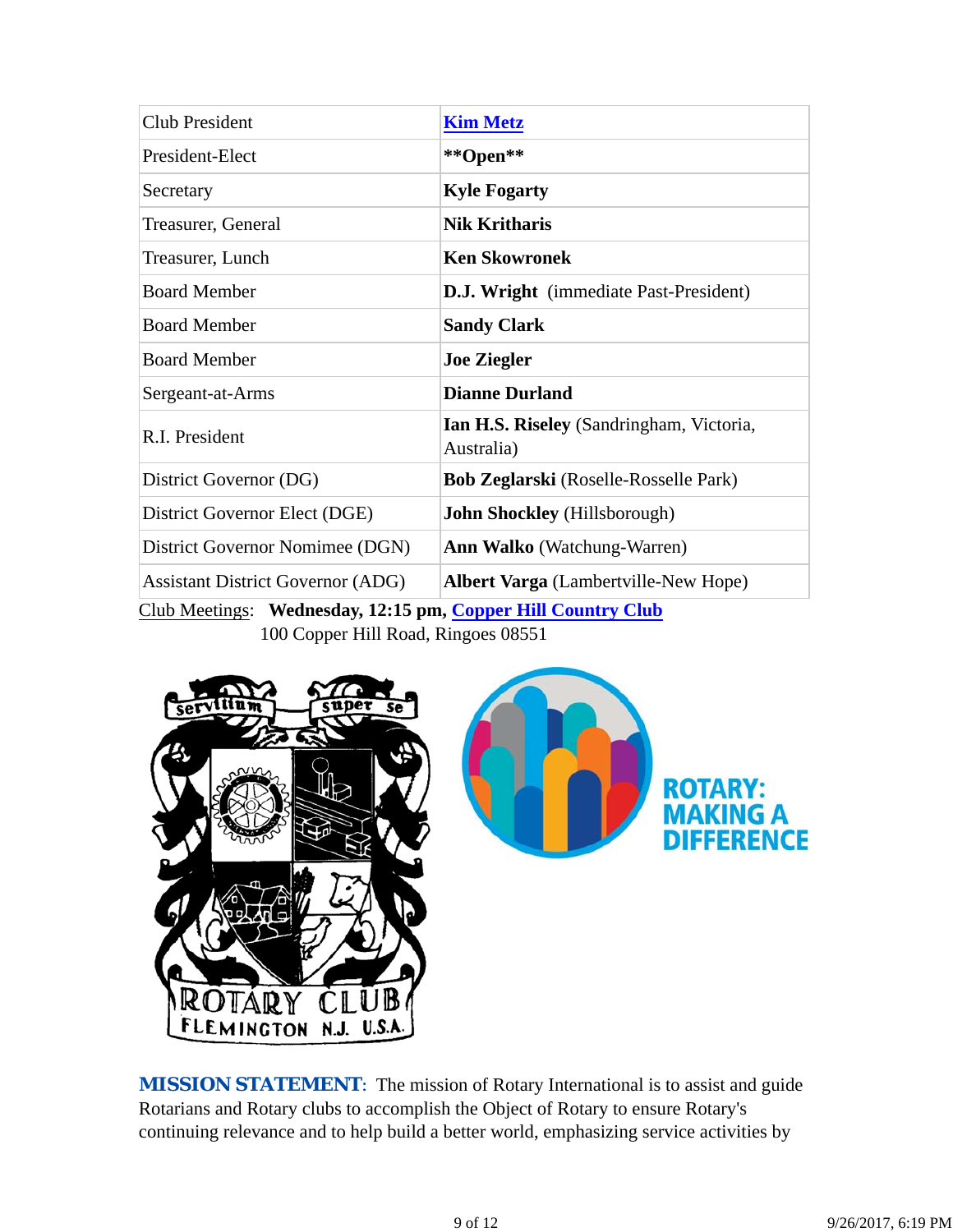| Club President | **Kim Metz** |
| --- | --- |
| President-Elect | **Open** |
| Secretary | **Kyle Fogarty** |
| Treasurer, General | **Nik Kritharis** |
| Treasurer, Lunch | **Ken Skowronek** |
| Board Member | **D.J. Wright** (immediate Past-President) |
| Board Member | **Sandy Clark** |
| Board Member | **Joe Ziegler** |
| Sergeant-at-Arms | **Dianne Durland** |
| R.I. President | **Ian H.S. Riseley** (Sandringham, Victoria, Australia) |
| District Governor (DG) | **Bob Zeglarski** (Roselle-Rosselle Park) |
| District Governor Elect (DGE) | **John Shockley** (Hillsborough) |
| District Governor Nominee (DGN) | **Ann Walko** (Watchung-Warren) |
| Assistant District Governor (ADG) | **Albert Varga** (Lambertville-New Hope) |

Club Meetings: **Wednesday, 12:15 pm, Copper Hill Country Club**
100 Copper Hill Road, Ringoes 08551

**MISSION STATEMENT**: The mission of Rotary International is to assist and guide Rotarians and Rotary clubs to accomplish the Object of Rotary to ensure Rotary's continuing relevance and to help build a better world, emphasizing service activities by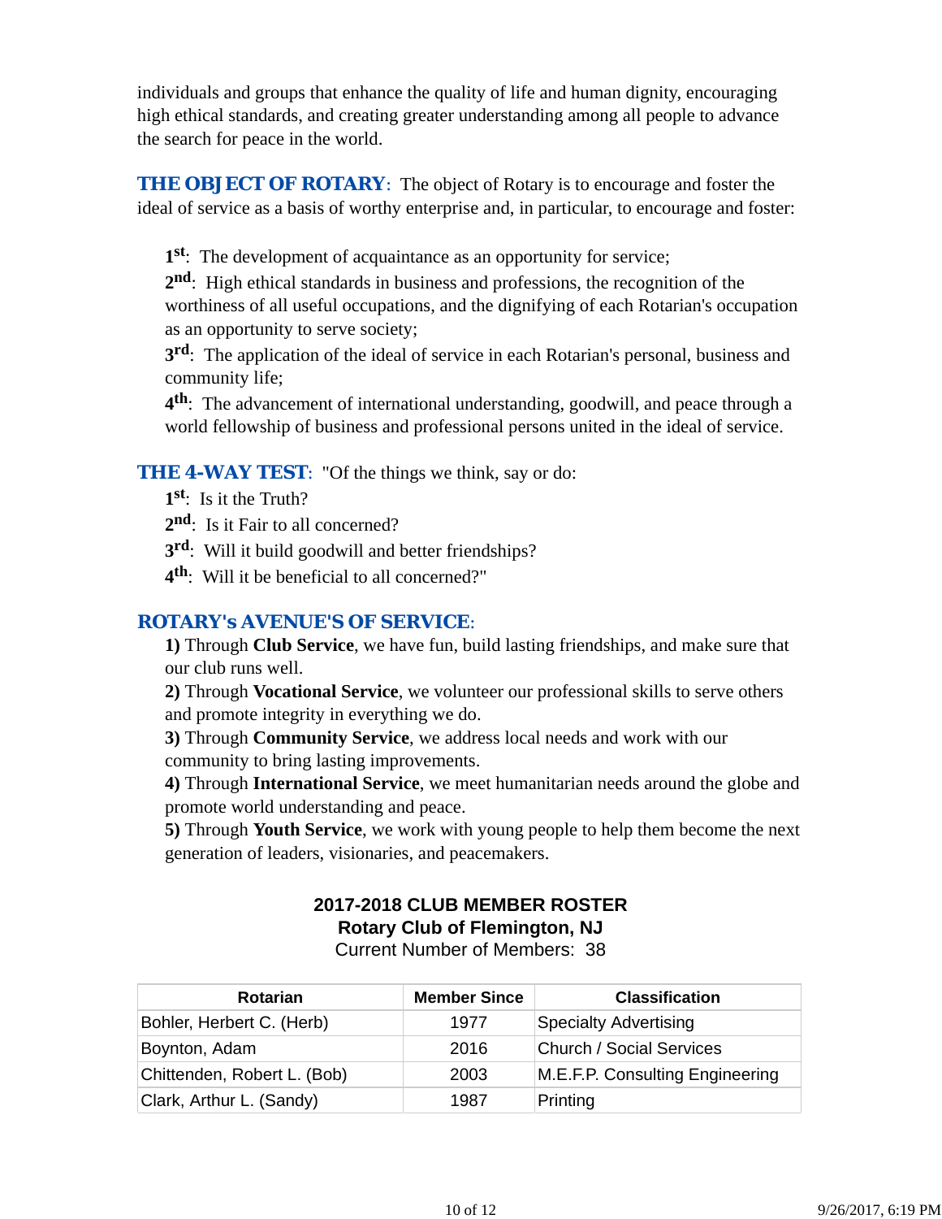individuals and groups that enhance the quality of life and human dignity, encouraging high ethical standards, and creating greater understanding among all people to advance the search for peace in the world.

**THE OBJECT OF ROTARY**: The object of Rotary is to encourage and foster the ideal of service as a basis of worthy enterprise and, in particular, to encourage and foster:

**1st**: The development of acquaintance as an opportunity for service;
**2nd**: High ethical standards in business and professions, the recognition of the worthiness of all useful occupations, and the dignifying of each Rotarian's occupation as an opportunity to serve society;
**3rd**: The application of the ideal of service in each Rotarian's personal, business and community life;
**4th**: The advancement of international understanding, goodwill, and peace through a world fellowship of business and professional persons united in the ideal of service.

**THE 4-WAY TEST**: "Of the things we think, say or do:
**1st**: Is it the Truth?
**2nd**: Is it Fair to all concerned?
**3rd**: Will it build goodwill and better friendships?
**4th**: Will it be beneficial to all concerned?"

**ROTARY's AVENUE'S OF SERVICE**:
**1)** Through **Club Service**, we have fun, build lasting friendships, and make sure that our club runs well.
**2)** Through **Vocational Service**, we volunteer our professional skills to serve others and promote integrity in everything we do.
**3)** Through **Community Service**, we address local needs and work with our community to bring lasting improvements.
**4)** Through **International Service**, we meet humanitarian needs around the globe and promote world understanding and peace.
**5)** Through **Youth Service**, we work with young people to help them become the next generation of leaders, visionaries, and peacemakers.

**2017-2018 CLUB MEMBER ROSTER**
**Rotary Club of Flemington, NJ**
Current Number of Members: 38

| Rotarian | Member Since | Classification |
|---|---|---|
| Bohler, Herbert C. (Herb) | 1977 | Specialty Advertising |
| Boynton, Adam | 2016 | Church / Social Services |
| Chittenden, Robert L. (Bob) | 2003 | M.E.F.P. Consulting Engineering |
| Clark, Arthur L. (Sandy) | 1987 | Printing |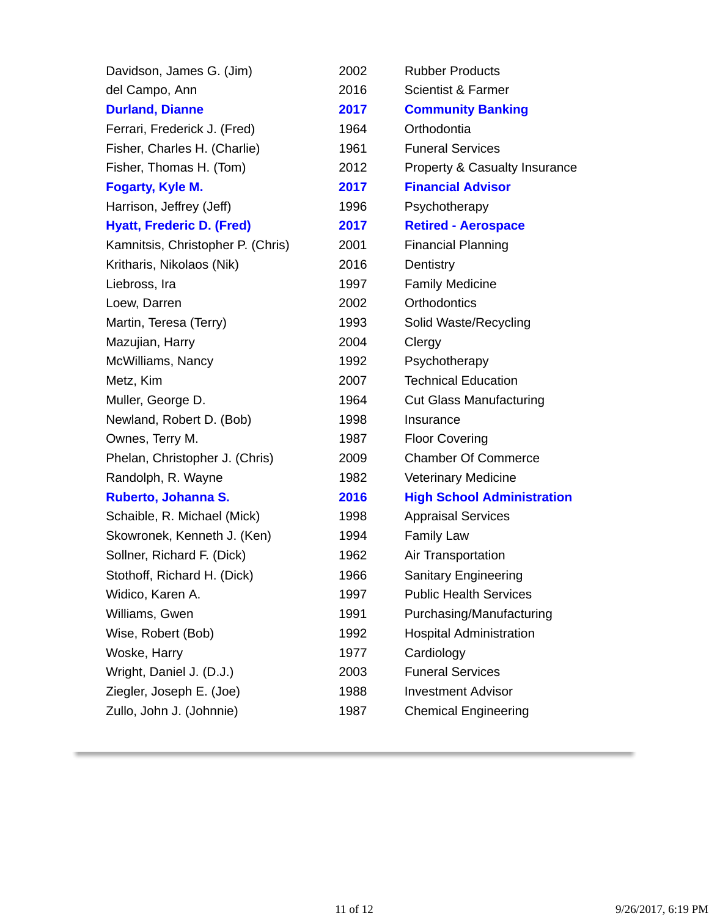| | | |
|---|---|---|
| Davidson, James G. (Jim) | 2002 | Rubber Products |
| del Campo, Ann | 2016 | Scientist & Farmer |
| **Durland, Dianne** | **2017** | **Community Banking** |
| Ferrari, Frederick J. (Fred) | 1964 | Orthodontia |
| Fisher, Charles H. (Charlie) | 1961 | Funeral Services |
| Fisher, Thomas H. (Tom) | 2012 | Property & Casualty Insurance |
| **Fogarty, Kyle M.** | **2017** | **Financial Advisor** |
| Harrison, Jeffrey (Jeff) | 1996 | Psychotherapy |
| **Hyatt, Frederic D. (Fred)** | **2017** | **Retired - Aerospace** |
| Kamnitsis, Christopher P. (Chris) | 2001 | Financial Planning |
| Kritharis, Nikolaos (Nik) | 2016 | Dentistry |
| Liebross, Ira | 1997 | Family Medicine |
| Loew, Darren | 2002 | Orthodontics |
| Martin, Teresa (Terry) | 1993 | Solid Waste/Recycling |
| Mazujian, Harry | 2004 | Clergy |
| McWilliams, Nancy | 1992 | Psychotherapy |
| Metz, Kim | 2007 | Technical Education |
| Muller, George D. | 1964 | Cut Glass Manufacturing |
| Newland, Robert D. (Bob) | 1998 | Insurance |
| Ownes, Terry M. | 1987 | Floor Covering |
| Phelan, Christopher J. (Chris) | 2009 | Chamber Of Commerce |
| Randolph, R. Wayne | 1982 | Veterinary Medicine |
| **Ruberto, Johanna S.** | **2016** | **High School Administration** |
| Schaible, R. Michael (Mick) | 1998 | Appraisal Services |
| Skowronek, Kenneth J. (Ken) | 1994 | Family Law |
| Sollner, Richard F. (Dick) | 1962 | Air Transportation |
| Stothoff, Richard H. (Dick) | 1966 | Sanitary Engineering |
| Widico, Karen A. | 1997 | Public Health Services |
| Williams, Gwen | 1991 | Purchasing/Manufacturing |
| Wise, Robert (Bob) | 1992 | Hospital Administration |
| Woske, Harry | 1977 | Cardiology |
| Wright, Daniel J. (D.J.) | 2003 | Funeral Services |
| Ziegler, Joseph E. (Joe) | 1988 | Investment Advisor |
| Zullo, John J. (Johnnie) | 1987 | Chemical Engineering |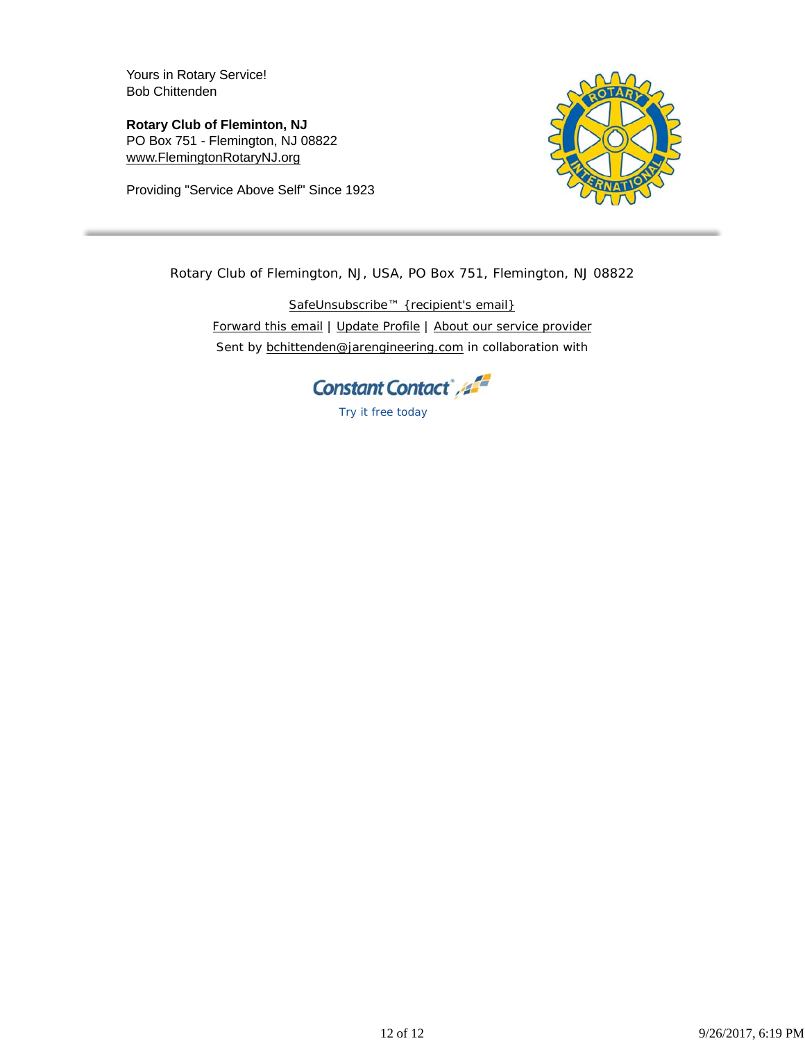Yours in Rotary Service!
Bob Chittenden

**Rotary Club of Fleminton, NJ**
PO Box 751 - Flemington, NJ 08822
www.FlemingtonRotaryNJ.org

Providing "Service Above Self" Since 1923

---

Rotary Club of Flemington, NJ, USA, PO Box 751, Flemington, NJ 08822

SafeUnsubscribe™ {recipient's email}

Forward this email | Update Profile | About our service provider

Sent by bchittenden@jarengineering.com in collaboration with

Constant Contact

Try it free today